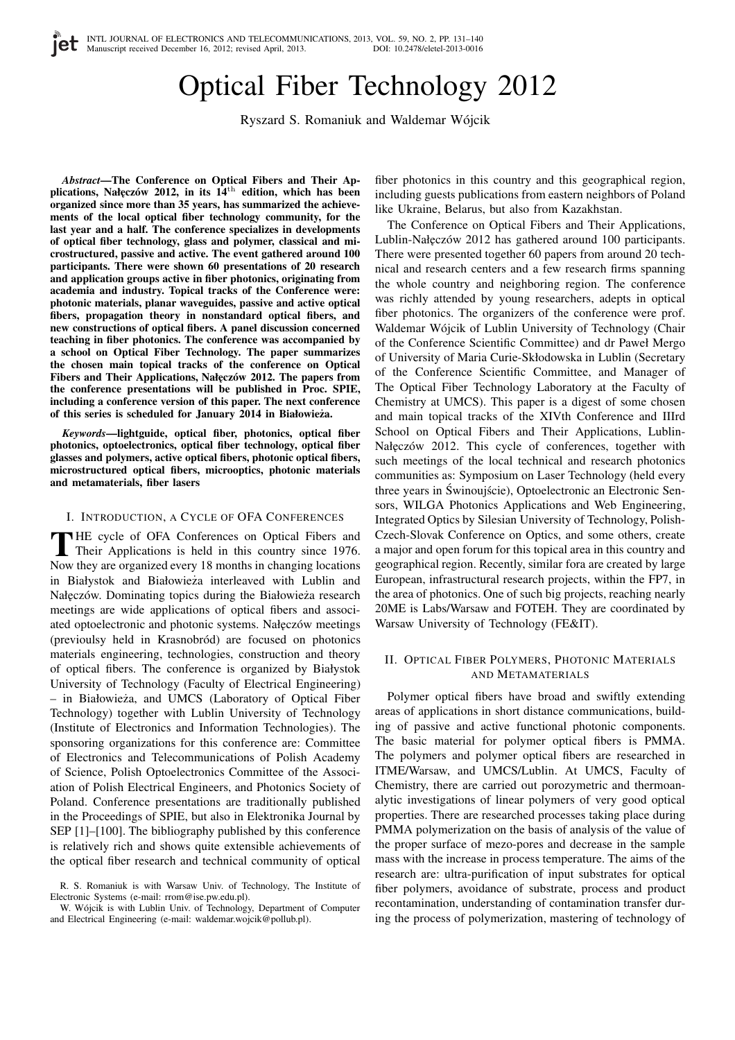# Optical Fiber Technology 2012

Ryszard S. Romaniuk and Waldemar Wójcik

***Abstract*—The Conference on Optical Fibers and Their Applications, Nałęczów 2012, in its 14th edition, which has been organized since more than 35 years, has summarized the achievements of the local optical fiber technology community, for the last year and a half. The conference specializes in developments of optical fiber technology, glass and polymer, classical and microstructured, passive and active. The event gathered around 100 participants. There were shown 60 presentations of 20 research and application groups active in fiber photonics, originating from academia and industry. Topical tracks of the Conference were: photonic materials, planar waveguides, passive and active optical fibers, propagation theory in nonstandard optical fibers, and new constructions of optical fibers. A panel discussion concerned teaching in fiber photonics. The conference was accompanied by a school on Optical Fiber Technology. The paper summarizes the chosen main topical tracks of the conference on Optical Fibers and Their Applications, Nałęczów 2012. The papers from the conference presentations will be published in Proc. SPIE, including a conference version of this paper. The next conference of this series is scheduled for January 2014 in Białowieża.**

***Keywords*—lightguide, optical fiber, photonics, optical fiber photonics, optoelectronics, optical fiber technology, optical fiber glasses and polymers, active optical fibers, photonic optical fibers, microstructured optical fibers, microoptics, photonic materials and metamaterials, fiber lasers**

## I. Introduction, a Cycle of OFA Conferences

The cycle of OFA Conferences on Optical Fibers and Their Applications is held in this country since 1976. Now they are organized every 18 months in changing locations in Białystok and Białowieża interleaved with Lublin and Nałęczów. Dominating topics during the Białowieża research meetings are wide applications of optical fibers and associated optoelectronic and photonic systems. Nałęczów meetings (previoulsy held in Krasnobród) are focused on photonics materials engineering, technologies, construction and theory of optical fibers. The conference is organized by Białystok University of Technology (Faculty of Electrical Engineering) – in Białowieża, and UMCS (Laboratory of Optical Fiber Technology) together with Lublin University of Technology (Institute of Electronics and Information Technologies). The sponsoring organizations for this conference are: Committee of Electronics and Telecommunications of Polish Academy of Science, Polish Optoelectronics Committee of the Association of Polish Electrical Engineers, and Photonics Society of Poland. Conference presentations are traditionally published in the Proceedings of SPIE, but also in Elektronika Journal by SEP [1]–[100]. The bibliography published by this conference is relatively rich and shows quite extensible achievements of the optical fiber research and technical community of optical fiber photonics in this country and this geographical region, including guests publications from eastern neighbors of Poland like Ukraine, Belarus, but also from Kazakhstan.

The Conference on Optical Fibers and Their Applications, Lublin-Nałęczów 2012 has gathered around 100 participants. There were presented together 60 papers from around 20 technical and research centers and a few research firms spanning the whole country and neighboring region. The conference was richly attended by young researchers, adepts in optical fiber photonics. The organizers of the conference were prof. Waldemar Wójcik of Lublin University of Technology (Chair of the Conference Scientific Committee) and dr Paweł Mergo of University of Maria Curie-Skłodowska in Lublin (Secretary of the Conference Scientific Committee, and Manager of The Optical Fiber Technology Laboratory at the Faculty of Chemistry at UMCS). This paper is a digest of some chosen and main topical tracks of the XIVth Conference and IIIrd School on Optical Fibers and Their Applications, Lublin-Nałęczów 2012. This cycle of conferences, together with such meetings of the local technical and research photonics communities as: Symposium on Laser Technology (held every three years in Świnoujście), Optoelectronic an Electronic Sensors, WILGA Photonics Applications and Web Engineering, Integrated Optics by Silesian University of Technology, Polish-Czech-Slovak Conference on Optics, and some others, create a major and open forum for this topical area in this country and geographical region. Recently, similar fora are created by large European, infrastructural research projects, within the FP7, in the area of photonics. One of such big projects, reaching nearly 20ME is Labs/Warsaw and FOTEH. They are coordinated by Warsaw University of Technology (FE&IT).

## II. Optical Fiber Polymers, Photonic Materials and Metamaterials

Polymer optical fibers have broad and swiftly extending areas of applications in short distance communications, building of passive and active functional photonic components. The basic material for polymer optical fibers is PMMA. The polymers and polymer optical fibers are researched in ITME/Warsaw, and UMCS/Lublin. At UMCS, Faculty of Chemistry, there are carried out porozymetric and thermoanalytic investigations of linear polymers of very good optical properties. There are researched processes taking place during PMMA polymerization on the basis of analysis of the value of the proper surface of mezo-pores and decrease in the sample mass with the increase in process temperature. The aims of the research are: ultra-purification of input substrates for optical fiber polymers, avoidance of substrate, process and product recontamination, understanding of contamination transfer during the process of polymerization, mastering of technology of

R. S. Romaniuk is with Warsaw Univ. of Technology, The Institute of Electronic Systems (e-mail: rrom@ise.pw.edu.pl).

W. Wójcik is with Lublin Univ. of Technology, Department of Computer and Electrical Engineering (e-mail: waldemar.wojcik@pollub.pl).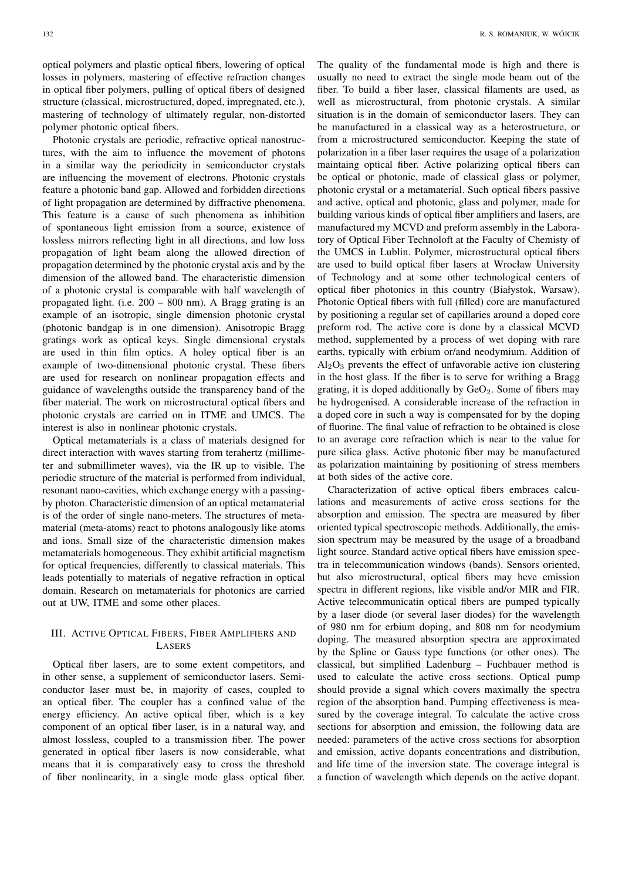optical polymers and plastic optical fibers, lowering of optical losses in polymers, mastering of effective refraction changes in optical fiber polymers, pulling of optical fibers of designed structure (classical, microstructured, doped, impregnated, etc.), mastering of technology of ultimately regular, non-distorted polymer photonic optical fibers.

Photonic crystals are periodic, refractive optical nanostructures, with the aim to influence the movement of photons in a similar way the periodicity in semiconductor crystals are influencing the movement of electrons. Photonic crystals feature a photonic band gap. Allowed and forbidden directions of light propagation are determined by diffractive phenomena. This feature is a cause of such phenomena as inhibition of spontaneous light emission from a source, existence of lossless mirrors reflecting light in all directions, and low loss propagation of light beam along the allowed direction of propagation determined by the photonic crystal axis and by the dimension of the allowed band. The characteristic dimension of a photonic crystal is comparable with half wavelength of propagated light. (i.e. 200 – 800 nm). A Bragg grating is an example of an isotropic, single dimension photonic crystal (photonic bandgap is in one dimension). Anisotropic Bragg gratings work as optical keys. Single dimensional crystals are used in thin film optics. A holey optical fiber is an example of two-dimensional photonic crystal. These fibers are used for research on nonlinear propagation effects and guidance of wavelengths outside the transparency band of the fiber material. The work on microstructural optical fibers and photonic crystals are carried on in ITME and UMCS. The interest is also in nonlinear photonic crystals.

Optical metamaterials is a class of materials designed for direct interaction with waves starting from terahertz (millimeter and submillimeter waves), via the IR up to visible. The periodic structure of the material is performed from individual, resonant nano-cavities, which exchange energy with a passing-by photon. Characteristic dimension of an optical metamaterial is of the order of single nano-meters. The structures of metamaterial (meta-atoms) react to photons analogously like atoms and ions. Small size of the characteristic dimension makes metamaterials homogeneous. They exhibit artificial magnetism for optical frequencies, differently to classical materials. This leads potentially to materials of negative refraction in optical domain. Research on metamaterials for photonics are carried out at UW, ITME and some other places.

## III. Active Optical Fibers, Fiber Amplifiers and Lasers

Optical fiber lasers, are to some extent competitors, and in other sense, a supplement of semiconductor lasers. Semiconductor laser must be, in majority of cases, coupled to an optical fiber. The coupler has a confined value of the energy efficiency. An active optical fiber, which is a key component of an optical fiber laser, is in a natural way, and almost lossless, coupled to a transmission fiber. The power generated in optical fiber lasers is now considerable, what means that it is comparatively easy to cross the threshold of fiber nonlinearity, in a single mode glass optical fiber. The quality of the fundamental mode is high and there is usually no need to extract the single mode beam out of the fiber. To build a fiber laser, classical filaments are used, as well as microstructural, from photonic crystals. A similar situation is in the domain of semiconductor lasers. They can be manufactured in a classical way as a heterostructure, or from a microstructured semiconductor. Keeping the state of polarization in a fiber laser requires the usage of a polarization maintaing optical fiber. Active polarizing optical fibers can be optical or photonic, made of classical glass or polymer, photonic crystal or a metamaterial. Such optical fibers passive and active, optical and photonic, glass and polymer, made for building various kinds of optical fiber amplifiers and lasers, are manufactured my MCVD and preform assembly in the Laboratory of Optical Fiber Technoloft at the Faculty of Chemisty of the UMCS in Lublin. Polymer, microstructural optical fibers are used to build optical fiber lasers at Wrocław University of Technology and at some other technological centers of optical fiber photonics in this country (Białystok, Warsaw). Photonic Optical fibers with full (filled) core are manufactured by positioning a regular set of capillaries around a doped core preform rod. The active core is done by a classical MCVD method, supplemented by a process of wet doping with rare earths, typically with erbium or/and neodymium. Addition of $Al_2O_3$ prevents the effect of unfavorable active ion clustering in the host glass. If the fiber is to serve for writhing a Bragg grating, it is doped additionally by $GeO_2$. Some of fibers may be hydrogenised. A considerable increase of the refraction in a doped core in such a way is compensated for by the doping of fluorine. The final value of refraction to be obtained is close to an average core refraction which is near to the value for pure silica glass. Active photonic fiber may be manufactured as polarization maintaining by positioning of stress members at both sides of the active core.

Characterization of active optical fibers embraces calculations and measurements of active cross sections for the absorption and emission. The spectra are measured by fiber oriented typical spectroscopic methods. Additionally, the emission spectrum may be measured by the usage of a broadband light source. Standard active optical fibers have emission spectra in telecommunication windows (bands). Sensors oriented, but also microstructural, optical fibers may heve emission spectra in different regions, like visible and/or MIR and FIR. Active telecommunicatin optical fibers are pumped typically by a laser diode (or several laser diodes) for the wavelength of 980 nm for erbium doping, and 808 nm for neodymium doping. The measured absorption spectra are approximated by the Spline or Gauss type functions (or other ones). The classical, but simplified Ladenburg – Fuchbauer method is used to calculate the active cross sections. Optical pump should provide a signal which covers maximally the spectra region of the absorption band. Pumping effectiveness is measured by the coverage integral. To calculate the active cross sections for absorption and emission, the following data are needed: parameters of the active cross sections for absorption and emission, active dopants concentrations and distribution, and life time of the inversion state. The coverage integral is a function of wavelength which depends on the active dopant.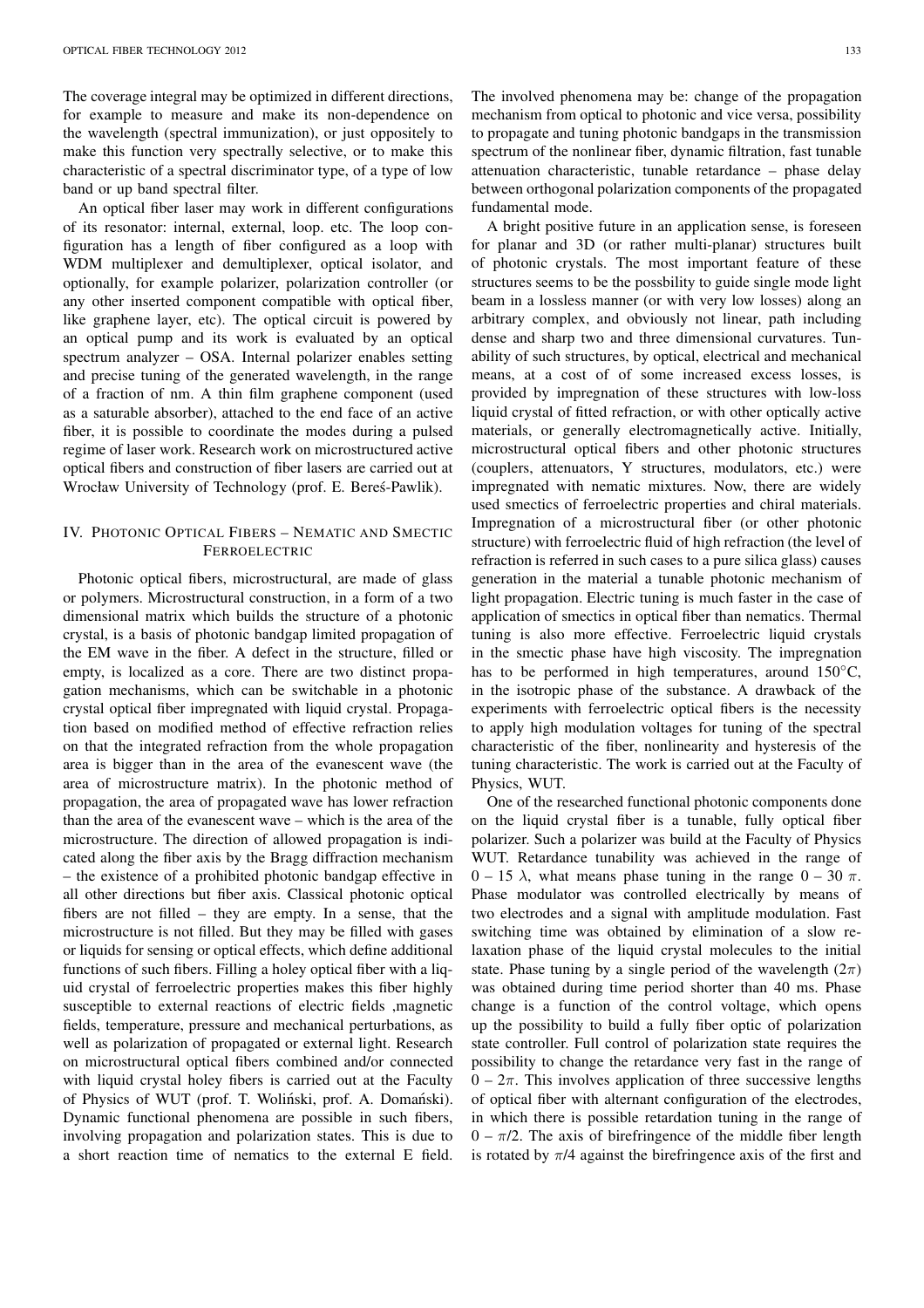The coverage integral may be optimized in different directions, for example to measure and make its non-dependence on the wavelength (spectral immunization), or just oppositely to make this function very spectrally selective, or to make this characteristic of a spectral discriminator type, of a type of low band or up band spectral filter.

An optical fiber laser may work in different configurations of its resonator: internal, external, loop. etc. The loop configuration has a length of fiber configured as a loop with WDM multiplexer and demultiplexer, optical isolator, and optionally, for example polarizer, polarization controller (or any other inserted component compatible with optical fiber, like graphene layer, etc). The optical circuit is powered by an optical pump and its work is evaluated by an optical spectrum analyzer – OSA. Internal polarizer enables setting and precise tuning of the generated wavelength, in the range of a fraction of nm. A thin film graphene component (used as a saturable absorber), attached to the end face of an active fiber, it is possible to coordinate the modes during a pulsed regime of laser work. Research work on microstructured active optical fibers and construction of fiber lasers are carried out at Wrocław University of Technology (prof. E. Bereś-Pawlik).

## IV. Photonic Optical Fibers – Nematic and Smectic Ferroelectric

Photonic optical fibers, microstructural, are made of glass or polymers. Microstructural construction, in a form of a two dimensional matrix which builds the structure of a photonic crystal, is a basis of photonic bandgap limited propagation of the EM wave in the fiber. A defect in the structure, filled or empty, is localized as a core. There are two distinct propagation mechanisms, which can be switchable in a photonic crystal optical fiber impregnated with liquid crystal. Propagation based on modified method of effective refraction relies on that the integrated refraction from the whole propagation area is bigger than in the area of the evanescent wave (the area of microstructure matrix). In the photonic method of propagation, the area of propagated wave has lower refraction than the area of the evanescent wave – which is the area of the microstructure. The direction of allowed propagation is indicated along the fiber axis by the Bragg diffraction mechanism – the existence of a prohibited photonic bandgap effective in all other directions but fiber axis. Classical photonic optical fibers are not filled – they are empty. In a sense, that the microstructure is not filled. But they may be filled with gases or liquids for sensing or optical effects, which define additional functions of such fibers. Filling a holey optical fiber with a liquid crystal of ferroelectric properties makes this fiber highly susceptible to external reactions of electric fields ,magnetic fields, temperature, pressure and mechanical perturbations, as well as polarization of propagated or external light. Research on microstructural optical fibers combined and/or connected with liquid crystal holey fibers is carried out at the Faculty of Physics of WUT (prof. T. Woliński, prof. A. Domański). Dynamic functional phenomena are possible in such fibers, involving propagation and polarization states. This is due to a short reaction time of nematics to the external E field. The involved phenomena may be: change of the propagation mechanism from optical to photonic and vice versa, possibility to propagate and tuning photonic bandgaps in the transmission spectrum of the nonlinear fiber, dynamic filtration, fast tunable attenuation characteristic, tunable retardance – phase delay between orthogonal polarization components of the propagated fundamental mode.

A bright positive future in an application sense, is foreseen for planar and 3D (or rather multi-planar) structures built of photonic crystals. The most important feature of these structures seems to be the possbility to guide single mode light beam in a lossless manner (or with very low losses) along an arbitrary complex, and obviously not linear, path including dense and sharp two and three dimensional curvatures. Tunability of such structures, by optical, electrical and mechanical means, at a cost of of some increased excess losses, is provided by impregnation of these structures with low-loss liquid crystal of fitted refraction, or with other optically active materials, or generally electromagnetically active. Initially, microstructural optical fibers and other photonic structures (couplers, attenuators, Y structures, modulators, etc.) were impregnated with nematic mixtures. Now, there are widely used smectics of ferroelectric properties and chiral materials. Impregnation of a microstructural fiber (or other photonic structure) with ferroelectric fluid of high refraction (the level of refraction is referred in such cases to a pure silica glass) causes generation in the material a tunable photonic mechanism of light propagation. Electric tuning is much faster in the case of application of smectics in optical fiber than nematics. Thermal tuning is also more effective. Ferroelectric liquid crystals in the smectic phase have high viscosity. The impregnation has to be performed in high temperatures, around 150°C, in the isotropic phase of the substance. A drawback of the experiments with ferroelectric optical fibers is the necessity to apply high modulation voltages for tuning of the spectral characteristic of the fiber, nonlinearity and hysteresis of the tuning characteristic. The work is carried out at the Faculty of Physics, WUT.

One of the researched functional photonic components done on the liquid crystal fiber is a tunable, fully optical fiber polarizer. Such a polarizer was build at the Faculty of Physics WUT. Retardance tunability was achieved in the range of $0 – 15\ \lambda$, what means phase tuning in the range $0 – 30\ \pi$. Phase modulator was controlled electrically by means of two electrodes and a signal with amplitude modulation. Fast switching time was obtained by elimination of a slow relaxation phase of the liquid crystal molecules to the initial state. Phase tuning by a single period of the wavelength ($2\pi$) was obtained during time period shorter than 40 ms. Phase change is a function of the control voltage, which opens up the possibility to build a fully fiber optic of polarization state controller. Full control of polarization state requires the possibility to change the retardance very fast in the range of $0 – 2\pi$. This involves application of three successive lengths of optical fiber with alternant configuration of the electrodes, in which there is possible retardation tuning in the range of $0 – \pi/2$. The axis of birefringence of the middle fiber length is rotated by $\pi/4$ against the birefringence axis of the first and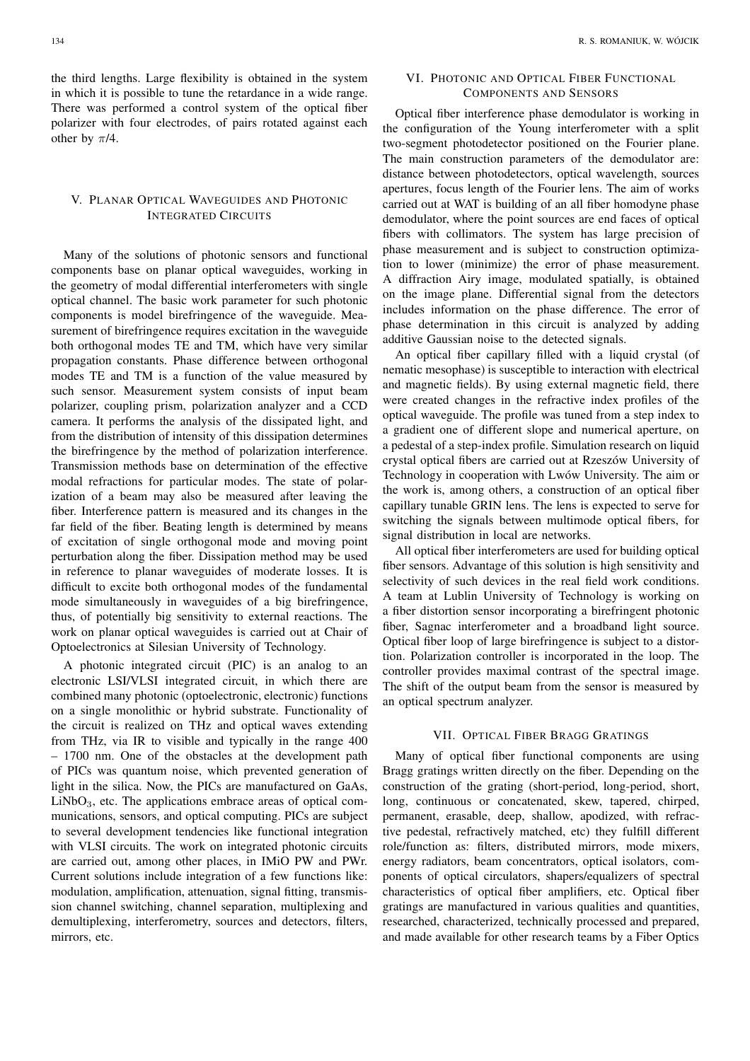the third lengths. Large flexibility is obtained in the system in which it is possible to tune the retardance in a wide range. There was performed a control system of the optical fiber polarizer with four electrodes, of pairs rotated against each other by $\pi/4$.

## V. Planar Optical Waveguides and Photonic Integrated Circuits

Many of the solutions of photonic sensors and functional components base on planar optical waveguides, working in the geometry of modal differential interferometers with single optical channel. The basic work parameter for such photonic components is model birefringence of the waveguide. Measurement of birefringence requires excitation in the waveguide both orthogonal modes TE and TM, which have very similar propagation constants. Phase difference between orthogonal modes TE and TM is a function of the value measured by such sensor. Measurement system consists of input beam polarizer, coupling prism, polarization analyzer and a CCD camera. It performs the analysis of the dissipated light, and from the distribution of intensity of this dissipation determines the birefringence by the method of polarization interference. Transmission methods base on determination of the effective modal refractions for particular modes. The state of polarization of a beam may also be measured after leaving the fiber. Interference pattern is measured and its changes in the far field of the fiber. Beating length is determined by means of excitation of single orthogonal mode and moving point perturbation along the fiber. Dissipation method may be used in reference to planar waveguides of moderate losses. It is difficult to excite both orthogonal modes of the fundamental mode simultaneously in waveguides of a big birefringence, thus, of potentially big sensitivity to external reactions. The work on planar optical waveguides is carried out at Chair of Optoelectronics at Silesian University of Technology.

A photonic integrated circuit (PIC) is an analog to an electronic LSI/VLSI integrated circuit, in which there are combined many photonic (optoelectronic, electronic) functions on a single monolithic or hybrid substrate. Functionality of the circuit is realized on THz and optical waves extending from THz, via IR to visible and typically in the range 400 – 1700 nm. One of the obstacles at the development path of PICs was quantum noise, which prevented generation of light in the silica. Now, the PICs are manufactured on GaAs, $LiNbO_3$, etc. The applications embrace areas of optical communications, sensors, and optical computing. PICs are subject to several development tendencies like functional integration with VLSI circuits. The work on integrated photonic circuits are carried out, among other places, in IMiO PW and PWr. Current solutions include integration of a few functions like: modulation, amplification, attenuation, signal fitting, transmission channel switching, channel separation, multiplexing and demultiplexing, interferometry, sources and detectors, filters, mirrors, etc.

## VI. Photonic and Optical Fiber Functional Components and Sensors

Optical fiber interference phase demodulator is working in the configuration of the Young interferometer with a split two-segment photodetector positioned on the Fourier plane. The main construction parameters of the demodulator are: distance between photodetectors, optical wavelength, sources apertures, focus length of the Fourier lens. The aim of works carried out at WAT is building of an all fiber homodyne phase demodulator, where the point sources are end faces of optical fibers with collimators. The system has large precision of phase measurement and is subject to construction optimization to lower (minimize) the error of phase measurement. A diffraction Airy image, modulated spatially, is obtained on the image plane. Differential signal from the detectors includes information on the phase difference. The error of phase determination in this circuit is analyzed by adding additive Gaussian noise to the detected signals.

An optical fiber capillary filled with a liquid crystal (of nematic mesophase) is susceptible to interaction with electrical and magnetic fields). By using external magnetic field, there were created changes in the refractive index profiles of the optical waveguide. The profile was tuned from a step index to a gradient one of different slope and numerical aperture, on a pedestal of a step-index profile. Simulation research on liquid crystal optical fibers are carried out at Rzeszów University of Technology in cooperation with Lwów University. The aim or the work is, among others, a construction of an optical fiber capillary tunable GRIN lens. The lens is expected to serve for switching the signals between multimode optical fibers, for signal distribution in local are networks.

All optical fiber interferometers are used for building optical fiber sensors. Advantage of this solution is high sensitivity and selectivity of such devices in the real field work conditions. A team at Lublin University of Technology is working on a fiber distortion sensor incorporating a birefringent photonic fiber, Sagnac interferometer and a broadband light source. Optical fiber loop of large birefringence is subject to a distortion. Polarization controller is incorporated in the loop. The controller provides maximal contrast of the spectral image. The shift of the output beam from the sensor is measured by an optical spectrum analyzer.

## VII. Optical Fiber Bragg Gratings

Many of optical fiber functional components are using Bragg gratings written directly on the fiber. Depending on the construction of the grating (short-period, long-period, short, long, continuous or concatenated, skew, tapered, chirped, permanent, erasable, deep, shallow, apodized, with refractive pedestal, refractively matched, etc) they fulfill different role/function as: filters, distributed mirrors, mode mixers, energy radiators, beam concentrators, optical isolators, components of optical circulators, shapers/equalizers of spectral characteristics of optical fiber amplifiers, etc. Optical fiber gratings are manufactured in various qualities and quantities, researched, characterized, technically processed and prepared, and made available for other research teams by a Fiber Optics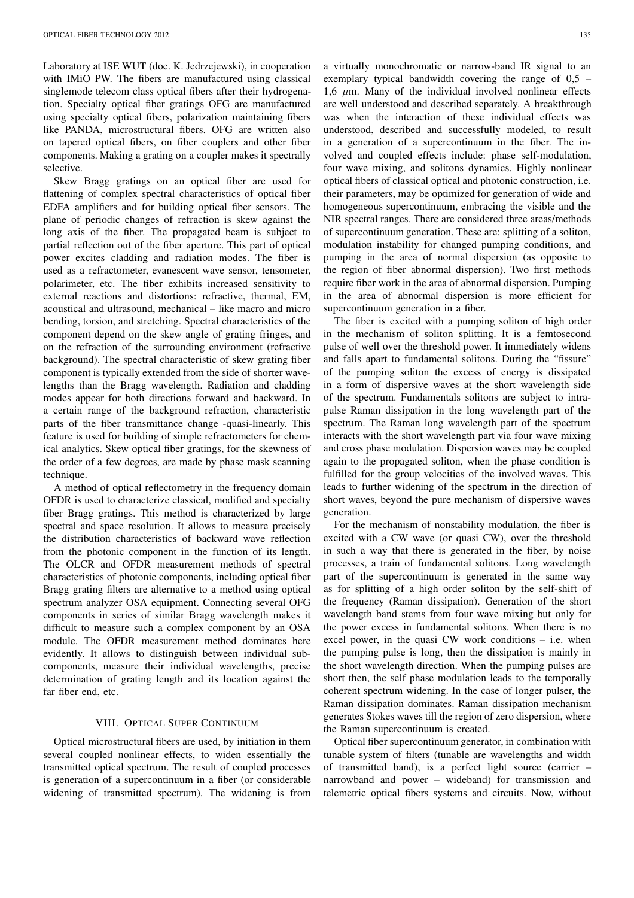Laboratory at ISE WUT (doc. K. Jedrzejewski), in cooperation with IMiO PW. The fibers are manufactured using classical singlemode telecom class optical fibers after their hydrogenation. Specialty optical fiber gratings OFG are manufactured using specialty optical fibers, polarization maintaining fibers like PANDA, microstructural fibers. OFG are written also on tapered optical fibers, on fiber couplers and other fiber components. Making a grating on a coupler makes it spectrally selective.

Skew Bragg gratings on an optical fiber are used for flattening of complex spectral characteristics of optical fiber EDFA amplifiers and for building optical fiber sensors. The plane of periodic changes of refraction is skew against the long axis of the fiber. The propagated beam is subject to partial reflection out of the fiber aperture. This part of optical power excites cladding and radiation modes. The fiber is used as a refractometer, evanescent wave sensor, tensometer, polarimeter, etc. The fiber exhibits increased sensitivity to external reactions and distortions: refractive, thermal, EM, acoustical and ultrasound, mechanical – like macro and micro bending, torsion, and stretching. Spectral characteristics of the component depend on the skew angle of grating fringes, and on the refraction of the surrounding environment (refractive background). The spectral characteristic of skew grating fiber component is typically extended from the side of shorter wavelengths than the Bragg wavelength. Radiation and cladding modes appear for both directions forward and backward. In a certain range of the background refraction, characteristic parts of the fiber transmittance change -quasi-linearly. This feature is used for building of simple refractometers for chemical analytics. Skew optical fiber gratings, for the skewness of the order of a few degrees, are made by phase mask scanning technique.

A method of optical reflectometry in the frequency domain OFDR is used to characterize classical, modified and specialty fiber Bragg gratings. This method is characterized by large spectral and space resolution. It allows to measure precisely the distribution characteristics of backward wave reflection from the photonic component in the function of its length. The OLCR and OFDR measurement methods of spectral characteristics of photonic components, including optical fiber Bragg grating filters are alternative to a method using optical spectrum analyzer OSA equipment. Connecting several OFG components in series of similar Bragg wavelength makes it difficult to measure such a complex component by an OSA module. The OFDR measurement method dominates here evidently. It allows to distinguish between individual subcomponents, measure their individual wavelengths, precise determination of grating length and its location against the far fiber end, etc.

## VIII. Optical Super Continuum

Optical microstructural fibers are used, by initiation in them several coupled nonlinear effects, to widen essentially the transmitted optical spectrum. The result of coupled processes is generation of a supercontinuum in a fiber (or considerable widening of transmitted spectrum). The widening is from a virtually monochromatic or narrow-band IR signal to an exemplary typical bandwidth covering the range of 0,5 – 1,6 $\mu$m. Many of the individual involved nonlinear effects are well understood and described separately. A breakthrough was when the interaction of these individual effects was understood, described and successfully modeled, to result in a generation of a supercontinuum in the fiber. The involved and coupled effects include: phase self-modulation, four wave mixing, and solitons dynamics. Highly nonlinear optical fibers of classical optical and photonic construction, i.e. their parameters, may be optimized for generation of wide and homogeneous supercontinuum, embracing the visible and the NIR spectral ranges. There are considered three areas/methods of supercontinuum generation. These are: splitting of a soliton, modulation instability for changed pumping conditions, and pumping in the area of normal dispersion (as opposite to the region of fiber abnormal dispersion). Two first methods require fiber work in the area of abnormal dispersion. Pumping in the area of abnormal dispersion is more efficient for supercontinuum generation in a fiber.

The fiber is excited with a pumping soliton of high order in the mechanism of soliton splitting. It is a femtosecond pulse of well over the threshold power. It immediately widens and falls apart to fundamental solitons. During the "fissure" of the pumping soliton the excess of energy is dissipated in a form of dispersive waves at the short wavelength side of the spectrum. Fundamentals solitons are subject to intrapulse Raman dissipation in the long wavelength part of the spectrum. The Raman long wavelength part of the spectrum interacts with the short wavelength part via four wave mixing and cross phase modulation. Dispersion waves may be coupled again to the propagated soliton, when the phase condition is fulfilled for the group velocities of the involved waves. This leads to further widening of the spectrum in the direction of short waves, beyond the pure mechanism of dispersive waves generation.

For the mechanism of nonstability modulation, the fiber is excited with a CW wave (or quasi CW), over the threshold in such a way that there is generated in the fiber, by noise processes, a train of fundamental solitons. Long wavelength part of the supercontinuum is generated in the same way as for splitting of a high order soliton by the self-shift of the frequency (Raman dissipation). Generation of the short wavelength band stems from four wave mixing but only for the power excess in fundamental solitons. When there is no excel power, in the quasi CW work conditions – i.e. when the pumping pulse is long, then the dissipation is mainly in the short wavelength direction. When the pumping pulses are short then, the self phase modulation leads to the temporally coherent spectrum widening. In the case of longer pulser, the Raman dissipation dominates. Raman dissipation mechanism generates Stokes waves till the region of zero dispersion, where the Raman supercontinuum is created.

Optical fiber supercontinuum generator, in combination with tunable system of filters (tunable are wavelengths and width of transmitted band), is a perfect light source (carrier – narrowband and power – wideband) for transmission and telemetric optical fibers systems and circuits. Now, without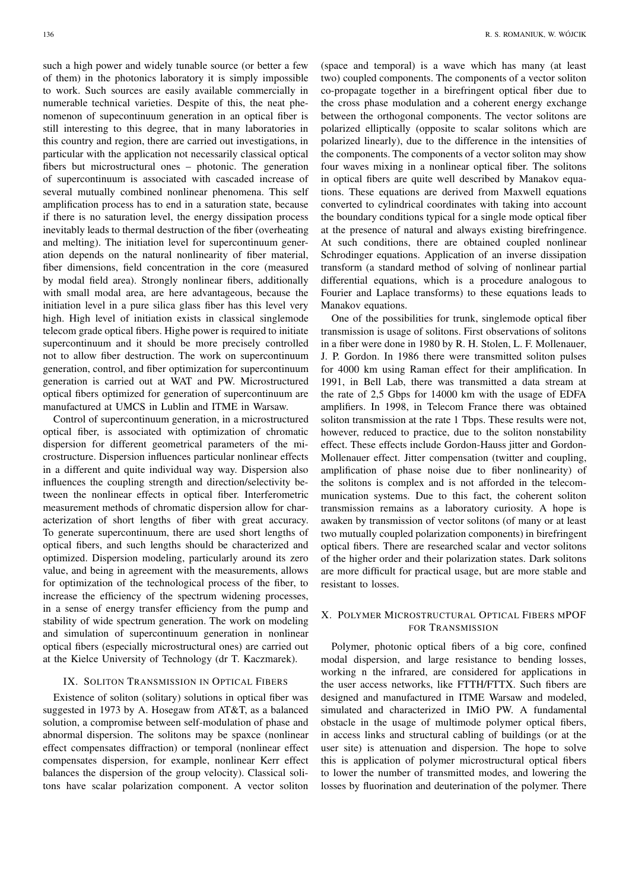such a high power and widely tunable source (or better a few of them) in the photonics laboratory it is simply impossible to work. Such sources are easily available commercially in numerable technical varieties. Despite of this, the neat phenomenon of supecontinuum generation in an optical fiber is still interesting to this degree, that in many laboratories in this country and region, there are carried out investigations, in particular with the application not necessarily classical optical fibers but microstructural ones – photonic. The generation of supercontinuum is associated with cascaded increase of several mutually combined nonlinear phenomena. This self amplification process has to end in a saturation state, because if there is no saturation level, the energy dissipation process inevitably leads to thermal destruction of the fiber (overheating and melting). The initiation level for supercontinuum generation depends on the natural nonlinearity of fiber material, fiber dimensions, field concentration in the core (measured by modal field area). Strongly nonlinear fibers, additionally with small modal area, are here advantageous, because the initiation level in a pure silica glass fiber has this level very high. High level of initiation exists in classical singlemode telecom grade optical fibers. Highe power is required to initiate supercontinuum and it should be more precisely controlled not to allow fiber destruction. The work on supercontinuum generation, control, and fiber optimization for supercontinuum generation is carried out at WAT and PW. Microstructured optical fibers optimized for generation of supercontinuum are manufactured at UMCS in Lublin and ITME in Warsaw.

Control of supercontinuum generation, in a microstructured optical fiber, is associated with optimization of chromatic dispersion for different geometrical parameters of the microstructure. Dispersion influences particular nonlinear effects in a different and quite individual way way. Dispersion also influences the coupling strength and direction/selectivity between the nonlinear effects in optical fiber. Interferometric measurement methods of chromatic dispersion allow for characterization of short lengths of fiber with great accuracy. To generate supercontinuum, there are used short lengths of optical fibers, and such lengths should be characterized and optimized. Dispersion modeling, particularly around its zero value, and being in agreement with the measurements, allows for optimization of the technological process of the fiber, to increase the efficiency of the spectrum widening processes, in a sense of energy transfer efficiency from the pump and stability of wide spectrum generation. The work on modeling and simulation of supercontinuum generation in nonlinear optical fibers (especially microstructural ones) are carried out at the Kielce University of Technology (dr T. Kaczmarek).

## IX. Soliton Transmission in Optical Fibers

Existence of soliton (solitary) solutions in optical fiber was suggested in 1973 by A. Hosegaw from AT&T, as a balanced solution, a compromise between self-modulation of phase and abnormal dispersion. The solitons may be spaxce (nonlinear effect compensates diffraction) or temporal (nonlinear effect compensates dispersion, for example, nonlinear Kerr effect balances the dispersion of the group velocity). Classical solitons have scalar polarization component. A vector soliton (space and temporal) is a wave which has many (at least two) coupled components. The components of a vector soliton co-propagate together in a birefringent optical fiber due to the cross phase modulation and a coherent energy exchange between the orthogonal components. The vector solitons are polarized elliptically (opposite to scalar solitons which are polarized linearly), due to the difference in the intensities of the components. The components of a vector soliton may show four waves mixing in a nonlinear optical fiber. The solitons in optical fibers are quite well described by Manakov equations. These equations are derived from Maxwell equations converted to cylindrical coordinates with taking into account the boundary conditions typical for a single mode optical fiber at the presence of natural and always existing birefringence. At such conditions, there are obtained coupled nonlinear Schrodinger equations. Application of an inverse dissipation transform (a standard method of solving of nonlinear partial differential equations, which is a procedure analogous to Fourier and Laplace transforms) to these equations leads to Manakov equations.

One of the possibilities for trunk, singlemode optical fiber transmission is usage of solitons. First observations of solitons in a fiber were done in 1980 by R. H. Stolen, L. F. Mollenauer, J. P. Gordon. In 1986 there were transmitted soliton pulses for 4000 km using Raman effect for their amplification. In 1991, in Bell Lab, there was transmitted a data stream at the rate of 2,5 Gbps for 14000 km with the usage of EDFA amplifiers. In 1998, in Telecom France there was obtained soliton transmission at the rate 1 Tbps. These results were not, however, reduced to practice, due to the soliton nonstability effect. These effects include Gordon-Hauss jitter and Gordon-Mollenauer effect. Jitter compensation (twitter and coupling, amplification of phase noise due to fiber nonlinearity) of the solitons is complex and is not afforded in the telecommunication systems. Due to this fact, the coherent soliton transmission remains as a laboratory curiosity. A hope is awaken by transmission of vector solitons (of many or at least two mutually coupled polarization components) in birefringent optical fibers. There are researched scalar and vector solitons of the higher order and their polarization states. Dark solitons are more difficult for practical usage, but are more stable and resistant to losses.

## X. Polymer Microstructural Optical Fibers mPOF for Transmission

Polymer, photonic optical fibers of a big core, confined modal dispersion, and large resistance to bending losses, working n the infrared, are considered for applications in the user access networks, like FTTH/FTTX. Such fibers are designed and manufactured in ITME Warsaw and modeled, simulated and characterized in IMiO PW. A fundamental obstacle in the usage of multimode polymer optical fibers, in access links and structural cabling of buildings (or at the user site) is attenuation and dispersion. The hope to solve this is application of polymer microstructural optical fibers to lower the number of transmitted modes, and lowering the losses by fluorination and deuterination of the polymer. There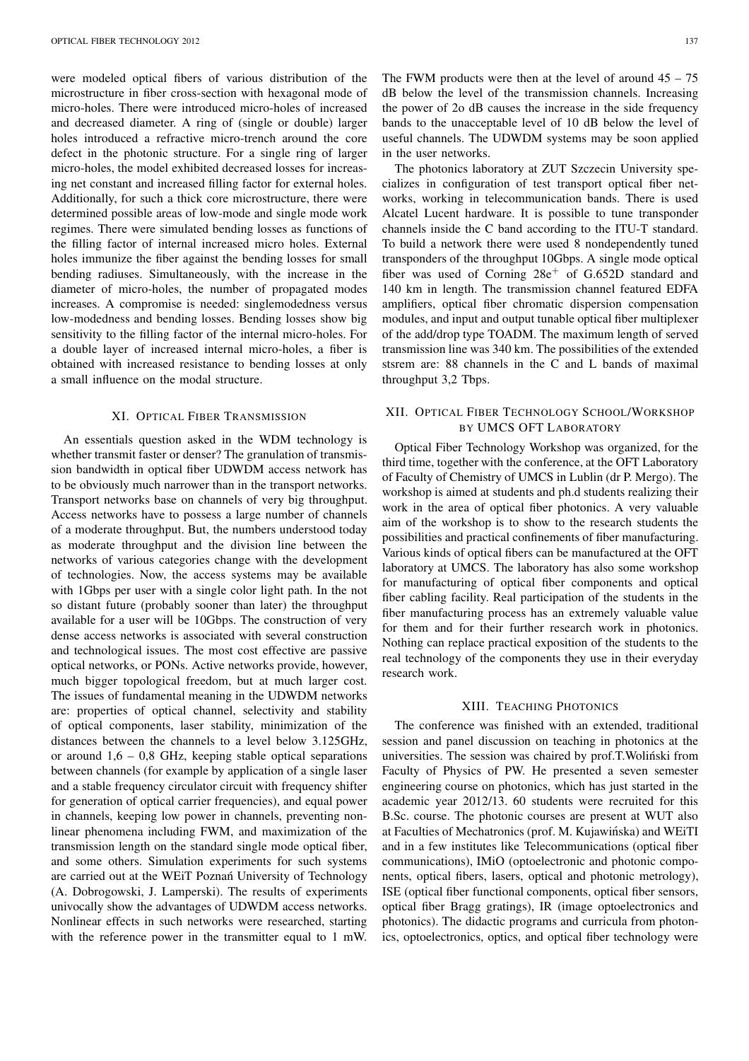were modeled optical fibers of various distribution of the microstructure in fiber cross-section with hexagonal mode of micro-holes. There were introduced micro-holes of increased and decreased diameter. A ring of (single or double) larger holes introduced a refractive micro-trench around the core defect in the photonic structure. For a single ring of larger micro-holes, the model exhibited decreased losses for increasing net constant and increased filling factor for external holes. Additionally, for such a thick core microstructure, there were determined possible areas of low-mode and single mode work regimes. There were simulated bending losses as functions of the filling factor of internal increased micro holes. External holes immunize the fiber against the bending losses for small bending radiuses. Simultaneously, with the increase in the diameter of micro-holes, the number of propagated modes increases. A compromise is needed: singlemodedness versus low-modedness and bending losses. Bending losses show big sensitivity to the filling factor of the internal micro-holes. For a double layer of increased internal micro-holes, a fiber is obtained with increased resistance to bending losses at only a small influence on the modal structure.

## XI. Optical Fiber Transmission

An essentials question asked in the WDM technology is whether transmit faster or denser? The granulation of transmission bandwidth in optical fiber UDWDM access network has to be obviously much narrower than in the transport networks. Transport networks base on channels of very big throughput. Access networks have to possess a large number of channels of a moderate throughput. But, the numbers understood today as moderate throughput and the division line between the networks of various categories change with the development of technologies. Now, the access systems may be available with 1Gbps per user with a single color light path. In the not so distant future (probably sooner than later) the throughput available for a user will be 10Gbps. The construction of very dense access networks is associated with several construction and technological issues. The most cost effective are passive optical networks, or PONs. Active networks provide, however, much bigger topological freedom, but at much larger cost. The issues of fundamental meaning in the UDWDM networks are: properties of optical channel, selectivity and stability of optical components, laser stability, minimization of the distances between the channels to a level below 3.125GHz, or around 1,6 – 0,8 GHz, keeping stable optical separations between channels (for example by application of a single laser and a stable frequency circulator circuit with frequency shifter for generation of optical carrier frequencies), and equal power in channels, keeping low power in channels, preventing nonlinear phenomena including FWM, and maximization of the transmission length on the standard single mode optical fiber, and some others. Simulation experiments for such systems are carried out at the WEiT Poznań University of Technology (A. Dobrogowski, J. Lamperski). The results of experiments univocally show the advantages of UDWDM access networks. Nonlinear effects in such networks were researched, starting with the reference power in the transmitter equal to 1 mW. The FWM products were then at the level of around 45 – 75 dB below the level of the transmission channels. Increasing the power of 2o dB causes the increase in the side frequency bands to the unacceptable level of 10 dB below the level of useful channels. The UDWDM systems may be soon applied in the user networks.

The photonics laboratory at ZUT Szczecin University specializes in configuration of test transport optical fiber networks, working in telecommunication bands. There is used Alcatel Lucent hardware. It is possible to tune transponder channels inside the C band according to the ITU-T standard. To build a network there were used 8 nondependently tuned transponders of the throughput 10Gbps. A single mode optical fiber was used of Corning $28e^{+}$ of G.652D standard and 140 km in length. The transmission channel featured EDFA amplifiers, optical fiber chromatic dispersion compensation modules, and input and output tunable optical fiber multiplexer of the add/drop type TOADM. The maximum length of served transmission line was 340 km. The possibilities of the extended stsrem are: 88 channels in the C and L bands of maximal throughput 3,2 Tbps.

## XII. Optical Fiber Technology School/Workshop by UMCS OFT Laboratory

Optical Fiber Technology Workshop was organized, for the third time, together with the conference, at the OFT Laboratory of Faculty of Chemistry of UMCS in Lublin (dr P. Mergo). The workshop is aimed at students and ph.d students realizing their work in the area of optical fiber photonics. A very valuable aim of the workshop is to show to the research students the possibilities and practical confinements of fiber manufacturing. Various kinds of optical fibers can be manufactured at the OFT laboratory at UMCS. The laboratory has also some workshop for manufacturing of optical fiber components and optical fiber cabling facility. Real participation of the students in the fiber manufacturing process has an extremely valuable value for them and for their further research work in photonics. Nothing can replace practical exposition of the students to the real technology of the components they use in their everyday research work.

## XIII. Teaching Photonics

The conference was finished with an extended, traditional session and panel discussion on teaching in photonics at the universities. The session was chaired by prof.T.Woliński from Faculty of Physics of PW. He presented a seven semester engineering course on photonics, which has just started in the academic year 2012/13. 60 students were recruited for this B.Sc. course. The photonic courses are present at WUT also at Faculties of Mechatronics (prof. M. Kujawińska) and WEiTI and in a few institutes like Telecommunications (optical fiber communications), IMiO (optoelectronic and photonic components, optical fibers, lasers, optical and photonic metrology), ISE (optical fiber functional components, optical fiber sensors, optical fiber Bragg gratings), IR (image optoelectronics and photonics). The didactic programs and curricula from photonics, optoelectronics, optics, and optical fiber technology were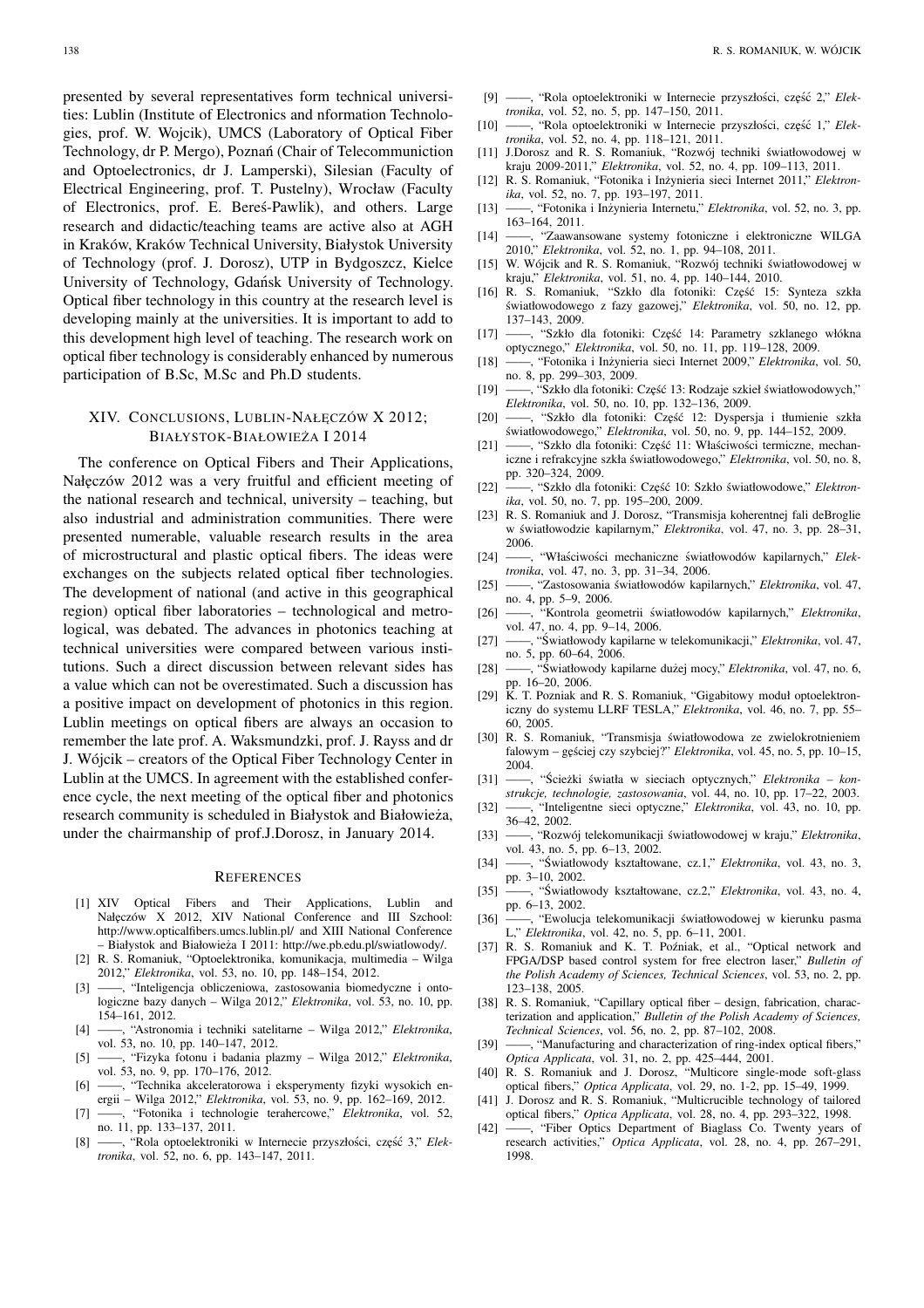presented by several representatives form technical universities: Lublin (Institute of Electronics and nformation Technologies, prof. W. Wojcik), UMCS (Laboratory of Optical Fiber Technology, dr P. Mergo), Poznań (Chair of Telecommuniction and Optoelectronics, dr J. Lamperski), Silesian (Faculty of Electrical Engineering, prof. T. Pustelny), Wrocław (Faculty of Electronics, prof. E. Bereś-Pawlik), and others. Large research and didactic/teaching teams are active also at AGH in Kraków, Kraków Technical University, Białystok University of Technology (prof. J. Dorosz), UTP in Bydgoszcz, Kielce University of Technology, Gdańsk University of Technology. Optical fiber technology in this country at the research level is developing mainly at the universities. It is important to add to this development high level of teaching. The research work on optical fiber technology is considerably enhanced by numerous participation of B.Sc, M.Sc and Ph.D students.

## XIV. Conclusions, Lublin-Nałęczów X 2012; Białystok-Białowieża I 2014

The conference on Optical Fibers and Their Applications, Nałęczów 2012 was a very fruitful and efficient meeting of the national research and technical, university – teaching, but also industrial and administration communities. There were presented numerable, valuable research results in the area of microstructural and plastic optical fibers. The ideas were exchanges on the subjects related optical fiber technologies. The development of national (and active in this geographical region) optical fiber laboratories – technological and metrological, was debated. The advances in photonics teaching at technical universities were compared between various institutions. Such a direct discussion between relevant sides has a value which can not be overestimated. Such a discussion has a positive impact on development of photonics in this region. Lublin meetings on optical fibers are always an occasion to remember the late prof. A. Waksmundzki, prof. J. Rayss and dr J. Wójcik – creators of the Optical Fiber Technology Center in Lublin at the UMCS. In agreement with the established conference cycle, the next meeting of the optical fiber and photonics research community is scheduled in Białystok and Białowieża, under the chairmanship of prof.J.Dorosz, in January 2014.

## References

[1] XIV Optical Fibers and Their Applications, Lublin and Nałęczów X 2012, XIV National Conference and III Szchool: http://www.opticalfibers.umcs.lublin.pl/ and XIII National Conference – Białystok and Białowieża I 2011: http://we.pb.edu.pl/swiatlowody/.

[2] R. S. Romaniuk, "Optoelektronika, komunikacja, multimedia – Wilga 2012," *Elektronika*, vol. 53, no. 10, pp. 148–154, 2012.

[3] ——, "Inteligencja obliczeniowa, zastosowania biomedyczne i ontologiczne bazy danych – Wilga 2012," *Elektronika*, vol. 53, no. 10, pp. 154–161, 2012.

[4] ——, "Astronomia i techniki satelitarne – Wilga 2012," *Elektronika*, vol. 53, no. 10, pp. 140–147, 2012.

[5] ——, "Fizyka fotonu i badania plazmy – Wilga 2012," *Elektronika*, vol. 53, no. 9, pp. 170–176, 2012.

[6] ——, "Technika akceleratorowa i eksperymenty fizyki wysokich energii – Wilga 2012," *Elektronika*, vol. 53, no. 9, pp. 162–169, 2012.

[7] ——, "Fotonika i technologie terahercowe," *Elektronika*, vol. 52, no. 11, pp. 133–137, 2011.

[8] ——, "Rola optoelektroniki w Internecie przyszłości, część 3," *Elektronika*, vol. 52, no. 6, pp. 143–147, 2011.

[9] ——, "Rola optoelektroniki w Internecie przyszłości, część 2," *Elektronika*, vol. 52, no. 5, pp. 147–150, 2011.

[10] ——, "Rola optoelektroniki w Internecie przyszłości, część 1," *Elektronika*, vol. 52, no. 4, pp. 118–121, 2011.

[11] J.Dorosz and R. S. Romaniuk, "Rozwój techniki światłowodowej w kraju 2009-2011," *Elektronika*, vol. 52, no. 4, pp. 109–113, 2011.

[12] R. S. Romaniuk, "Fotonika i Inżynieria sieci Internet 2011," *Elektronika*, vol. 52, no. 7, pp. 193–197, 2011.

[13] ——, "Fotonika i Inżynieria Internetu," *Elektronika*, vol. 52, no. 3, pp. 163–164, 2011.

[14] ——, "Zaawansowane systemy fotoniczne i elektroniczne WILGA 2010," *Elektronika*, vol. 52, no. 1, pp. 94–108, 2011.

[15] W. Wójcik and R. S. Romaniuk, "Rozwój techniki światłowodowej w kraju," *Elektronika*, vol. 51, no. 4, pp. 140–144, 2010.

[16] R. S. Romaniuk, "Szkło dla fotoniki: Część 15: Synteza szkła światłowodowego z fazy gazowej," *Elektronika*, vol. 50, no. 12, pp. 137–143, 2009.

[17] ——, "Szkło dla fotoniki: Część 14: Parametry szklanego włókna optycznego," *Elektronika*, vol. 50, no. 11, pp. 119–128, 2009.

[18] ——, "Fotonika i Inżynieria sieci Internet 2009," *Elektronika*, vol. 50, no. 8, pp. 299–303, 2009.

[19] ——, "Szkło dla fotoniki: Część 13: Rodzaje szkieł światłowodowych," *Elektronika*, vol. 50, no. 10, pp. 132–136, 2009.

[20] ——, "Szkło dla fotoniki: Część 12: Dyspersja i tłumienie szkła światłowodowego," *Elektronika*, vol. 50, no. 9, pp. 144–152, 2009.

[21] ——, "Szkło dla fotoniki: Część 11: Właściwości termiczne, mechaniczne i refrakcyjne szkła światłowodowego," *Elektronika*, vol. 50, no. 8, pp. 320–324, 2009.

[22] ——, "Szkło dla fotoniki: Część 10: Szkło światłowodowe," *Elektronika*, vol. 50, no. 7, pp. 195–200, 2009.

[23] R. S. Romaniuk and J. Dorosz, "Transmisja koherentnej fali deBroglie w światłowodzie kapilarnym," *Elektronika*, vol. 47, no. 3, pp. 28–31, 2006.

[24] ——, "Właściwości mechaniczne światłowodów kapilarnych," *Elektronika*, vol. 47, no. 3, pp. 31–34, 2006.

[25] ——, "Zastosowania światłowodów kapilarnych," *Elektronika*, vol. 47, no. 4, pp. 5–9, 2006.

[26] ——, "Kontrola geometrii światłowodów kapilarnych," *Elektronika*, vol. 47, no. 4, pp. 9–14, 2006.

[27] ——, "Światłowody kapilarne w telekomunikacji," *Elektronika*, vol. 47, no. 5, pp. 60–64, 2006.

[28] ——, "Światłowody kapilarne dużej mocy," *Elektronika*, vol. 47, no. 6, pp. 16–20, 2006.

[29] K. T. Pozniak and R. S. Romaniuk, "Gigabitowy moduł optoelektroniczny do systemu LLRF TESLA," *Elektronika*, vol. 46, no. 7, pp. 55–60, 2005.

[30] R. S. Romaniuk, "Transmisja światłowodowa ze zwielokrotnieniem falowym – gęściej czy szybciej?" *Elektronika*, vol. 45, no. 5, pp. 10–15, 2004.

[31] ——, "Ścieżki światła w sieciach optycznych," *Elektronika – konstrukcje, technologie, zastosowania*, vol. 44, no. 10, pp. 17–22, 2003.

[32] ——, "Inteligentne sieci optyczne," *Elektronika*, vol. 43, no. 10, pp. 36–42, 2002.

[33] ——, "Rozwój telekomunikacji światłowodowej w kraju," *Elektronika*, vol. 43, no. 5, pp. 6–13, 2002.

[34] ——, "Światłowody kształtowane, cz.1," *Elektronika*, vol. 43, no. 3, pp. 3–10, 2002.

[35] ——, "Światłowody kształtowane, cz.2," *Elektronika*, vol. 43, no. 4, pp. 6–13, 2002.

[36] ——, "Ewolucja telekomunikacji światłowodowej w kierunku pasma L," *Elektronika*, vol. 42, no. 5, pp. 6–11, 2001.

[37] R. S. Romaniuk and K. T. Poźniak, et al., "Optical network and FPGA/DSP based control system for free electron laser," *Bulletin of the Polish Academy of Sciences, Technical Sciences*, vol. 53, no. 2, pp. 123–138, 2005.

[38] R. S. Romaniuk, "Capillary optical fiber – design, fabrication, characterization and application," *Bulletin of the Polish Academy of Sciences, Technical Sciences*, vol. 56, no. 2, pp. 87–102, 2008.

[39] ——, "Manufacturing and characterization of ring-index optical fibers," *Optica Applicata*, vol. 31, no. 2, pp. 425–444, 2001.

[40] R. S. Romaniuk and J. Dorosz, "Multicore single-mode soft-glass optical fibers," *Optica Applicata*, vol. 29, no. 1-2, pp. 15–49, 1999.

[41] J. Dorosz and R. S. Romaniuk, "Multicrucible technology of tailored optical fibers," *Optica Applicata*, vol. 28, no. 4, pp. 293–322, 1998.

[42] ——, "Fiber Optics Department of Biaglass Co. Twenty years of research activities," *Optica Applicata*, vol. 28, no. 4, pp. 267–291, 1998.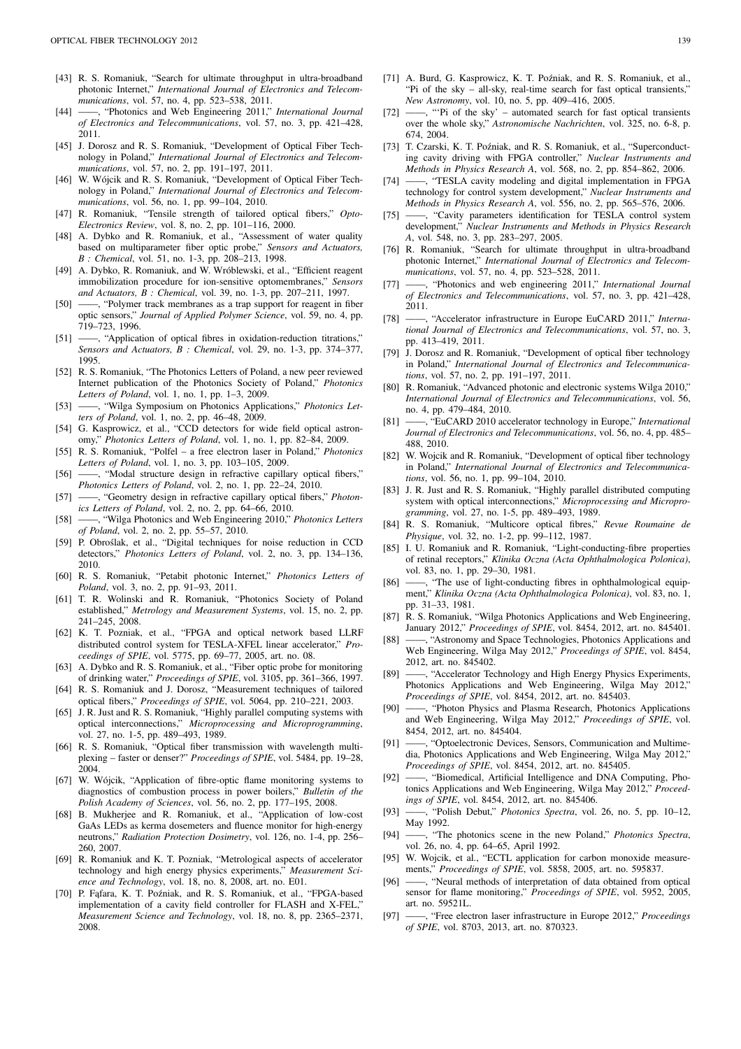[43] R. S. Romaniuk, "Search for ultimate throughput in ultra-broadband photonic Internet," *International Journal of Electronics and Telecommunications*, vol. 57, no. 4, pp. 523–538, 2011.

[44] ——, "Photonics and Web Engineering 2011," *International Journal of Electronics and Telecommunications*, vol. 57, no. 3, pp. 421–428, 2011.

[45] J. Dorosz and R. S. Romaniuk, "Development of Optical Fiber Technology in Poland," *International Journal of Electronics and Telecommunications*, vol. 57, no. 2, pp. 191–197, 2011.

[46] W. Wójcik and R. S. Romaniuk, "Development of Optical Fiber Technology in Poland," *International Journal of Electronics and Telecommunications*, vol. 56, no. 1, pp. 99–104, 2010.

[47] R. Romaniuk, "Tensile strength of tailored optical fibers," *Opto-Electronics Review*, vol. 8, no. 2, pp. 101–116, 2000.

[48] A. Dybko and R. Romaniuk, "Assessment of water quality based on multiparameter fiber optic probe," *Sensors and Actuators, B : Chemical*, vol. 51, no. 1-3, pp. 208–213, 1998.

[49] A. Dybko, R. Romaniuk, and W. Wróblewski, et al., "Efficient reagent immobilization procedure for ion-sensitive optomembranes," *Sensors and Actuators, B : Chemical*, vol. 39, no. 1-3, pp. 207–211, 1997.

[50] ——, "Polymer track membranes as a trap support for reagent in fiber optic sensors," *Journal of Applied Polymer Science*, vol. 59, no. 4, pp. 719–723, 1996.

[51] ——, "Application of optical fibres in oxidation-reduction titrations," *Sensors and Actuators, B : Chemical*, vol. 29, no. 1-3, pp. 374–377, 1995.

[52] R. S. Romaniuk, "The Photonics Letters of Poland, a new peer reviewed Internet publication of the Photonics Society of Poland," *Photonics Letters of Poland*, vol. 1, no. 1, pp. 1–3, 2009.

[53] ——, "Wilga Symposium on Photonics Applications," *Photonics Letters of Poland*, vol. 1, no. 2, pp. 46–48, 2009.

[54] G. Kasprowicz, et al., "CCD detectors for wide field optical astronomy," *Photonics Letters of Poland*, vol. 1, no. 1, pp. 82–84, 2009.

[55] R. S. Romaniuk, "Polfel – a free electron laser in Poland," *Photonics Letters of Poland*, vol. 1, no. 3, pp. 103–105, 2009.

[56] ——, "Modal structure design in refractive capillary optical fibers," *Photonics Letters of Poland*, vol. 2, no. 1, pp. 22–24, 2010.

[57] ——, "Geometry design in refractive capillary optical fibers," *Photonics Letters of Poland*, vol. 2, no. 2, pp. 64–66, 2010.

[58] ——, "Wilga Photonics and Web Engineering 2010," *Photonics Letters of Poland*, vol. 2, no. 2, pp. 55–57, 2010.

[59] P. Obroślak, et al., "Digital techniques for noise reduction in CCD detectors," *Photonics Letters of Poland*, vol. 2, no. 3, pp. 134–136, 2010.

[60] R. S. Romaniuk, "Petabit photonic Internet," *Photonics Letters of Poland*, vol. 3, no. 2, pp. 91–93, 2011.

[61] T. R. Wolinski and R. Romaniuk, "Photonics Society of Poland established," *Metrology and Measurement Systems*, vol. 15, no. 2, pp. 241–245, 2008.

[62] K. T. Pozniak, et al., "FPGA and optical network based LLRF distributed control system for TESLA-XFEL linear accelerator," *Proceedings of SPIE*, vol. 5775, pp. 69–77, 2005, art. no. 08.

[63] A. Dybko and R. S. Romaniuk, et al., "Fiber optic probe for monitoring of drinking water," *Proceedings of SPIE*, vol. 3105, pp. 361–366, 1997.

[64] R. S. Romaniuk and J. Dorosz, "Measurement techniques of tailored optical fibers," *Proceedings of SPIE*, vol. 5064, pp. 210–221, 2003.

[65] J. R. Just and R. S. Romaniuk, "Highly parallel computing systems with optical interconnections," *Microprocessing and Microprogramming*, vol. 27, no. 1-5, pp. 489–493, 1989.

[66] R. S. Romaniuk, "Optical fiber transmission with wavelength multiplexing – faster or denser?" *Proceedings of SPIE*, vol. 5484, pp. 19–28, 2004.

[67] W. Wójcik, "Application of fibre-optic flame monitoring systems to diagnostics of combustion process in power boilers," *Bulletin of the Polish Academy of Sciences*, vol. 56, no. 2, pp. 177–195, 2008.

[68] B. Mukherjee and R. Romaniuk, et al., "Application of low-cost GaAs LEDs as kerma dosemeters and fluence monitor for high-energy neutrons," *Radiation Protection Dosimetry*, vol. 126, no. 1-4, pp. 256–260, 2007.

[69] R. Romaniuk and K. T. Pozniak, "Metrological aspects of accelerator technology and high energy physics experiments," *Measurement Science and Technology*, vol. 18, no. 8, 2008, art. no. E01.

[70] P. Fąfara, K. T. Poźniak, and R. S. Romaniuk, et al., "FPGA-based implementation of a cavity field controller for FLASH and X-FEL," *Measurement Science and Technology*, vol. 18, no. 8, pp. 2365–2371, 2008.

[71] A. Burd, G. Kasprowicz, K. T. Poźniak, and R. S. Romaniuk, et al., "Pi of the sky – all-sky, real-time search for fast optical transients," *New Astronomy*, vol. 10, no. 5, pp. 409–416, 2005.

[72] ——, "'Pi of the sky' – automated search for fast optical transients over the whole sky," *Astronomische Nachrichten*, vol. 325, no. 6-8, p. 674, 2004.

[73] T. Czarski, K. T. Poźniak, and R. S. Romaniuk, et al., "Superconducting cavity driving with FPGA controller," *Nuclear Instruments and Methods in Physics Research A*, vol. 568, no. 2, pp. 854–862, 2006.

[74] ——, "TESLA cavity modeling and digital implementation in FPGA technology for control system development," *Nuclear Instruments and Methods in Physics Research A*, vol. 556, no. 2, pp. 565–576, 2006.

[75] ——, "Cavity parameters identification for TESLA control system development," *Nuclear Instruments and Methods in Physics Research A*, vol. 548, no. 3, pp. 283–297, 2005.

[76] R. Romaniuk, "Search for ultimate throughput in ultra-broadband photonic Internet," *International Journal of Electronics and Telecommunications*, vol. 57, no. 4, pp. 523–528, 2011.

[77] ——, "Photonics and web engineering 2011," *International Journal of Electronics and Telecommunications*, vol. 57, no. 3, pp. 421–428, 2011.

[78] ——, "Accelerator infrastructure in Europe EuCARD 2011," *International Journal of Electronics and Telecommunications*, vol. 57, no. 3, pp. 413–419, 2011.

[79] J. Dorosz and R. Romaniuk, "Development of optical fiber technology in Poland," *International Journal of Electronics and Telecommunications*, vol. 57, no. 2, pp. 191–197, 2011.

[80] R. Romaniuk, "Advanced photonic and electronic systems Wilga 2010," *International Journal of Electronics and Telecommunications*, vol. 56, no. 4, pp. 479–484, 2010.

[81] ——, "EuCARD 2010 accelerator technology in Europe," *International Journal of Electronics and Telecommunications*, vol. 56, no. 4, pp. 485–488, 2010.

[82] W. Wojcik and R. Romaniuk, "Development of optical fiber technology in Poland," *International Journal of Electronics and Telecommunications*, vol. 56, no. 1, pp. 99–104, 2010.

[83] J. R. Just and R. S. Romaniuk, "Highly parallel distributed computing system with optical interconnections," *Microprocessing and Microprogramming*, vol. 27, no. 1-5, pp. 489–493, 1989.

[84] R. S. Romaniuk, "Multicore optical fibres," *Revue Roumaine de Physique*, vol. 32, no. 1-2, pp. 99–112, 1987.

[85] I. U. Romaniuk and R. Romaniuk, "Light-conducting-fibre properties of retinal receptors," *Klinika Oczna (Acta Ophthalmologica Polonica)*, vol. 83, no. 1, pp. 29–30, 1981.

[86] ——, "The use of light-conducting fibres in ophthalmological equipment," *Klinika Oczna (Acta Ophthalmologica Polonica)*, vol. 83, no. 1, pp. 31–33, 1981.

[87] R. S. Romaniuk, "Wilga Photonics Applications and Web Engineering, January 2012," *Proceedings of SPIE*, vol. 8454, 2012, art. no. 845401.

[88] ——, "Astronomy and Space Technologies, Photonics Applications and Web Engineering, Wilga May 2012," *Proceedings of SPIE*, vol. 8454, 2012, art. no. 845402.

[89] ——, "Accelerator Technology and High Energy Physics Experiments, Photonics Applications and Web Engineering, Wilga May 2012," *Proceedings of SPIE*, vol. 8454, 2012, art. no. 845403.

[90] ——, "Photon Physics and Plasma Research, Photonics Applications and Web Engineering, Wilga May 2012," *Proceedings of SPIE*, vol. 8454, 2012, art. no. 845404.

[91] ——, "Optoelectronic Devices, Sensors, Communication and Multimedia, Photonics Applications and Web Engineering, Wilga May 2012," *Proceedings of SPIE*, vol. 8454, 2012, art. no. 845405.

[92] ——, "Biomedical, Artificial Intelligence and DNA Computing, Photonics Applications and Web Engineering, Wilga May 2012," *Proceedings of SPIE*, vol. 8454, 2012, art. no. 845406.

[93] ——, "Polish Debut," *Photonics Spectra*, vol. 26, no. 5, pp. 10–12, May 1992.

[94] ——, "The photonics scene in the new Poland," *Photonics Spectra*, vol. 26, no. 4, pp. 64–65, April 1992.

[95] W. Wojcik, et al., "ECTL application for carbon monoxide measurements," *Proceedings of SPIE*, vol. 5858, 2005, art. no. 595837.

[96] ——, "Neural methods of interpretation of data obtained from optical sensor for flame monitoring," *Proceedings of SPIE*, vol. 5952, 2005, art. no. 59521L.

[97] ——, "Free electron laser infrastructure in Europe 2012," *Proceedings of SPIE*, vol. 8703, 2013, art. no. 870323.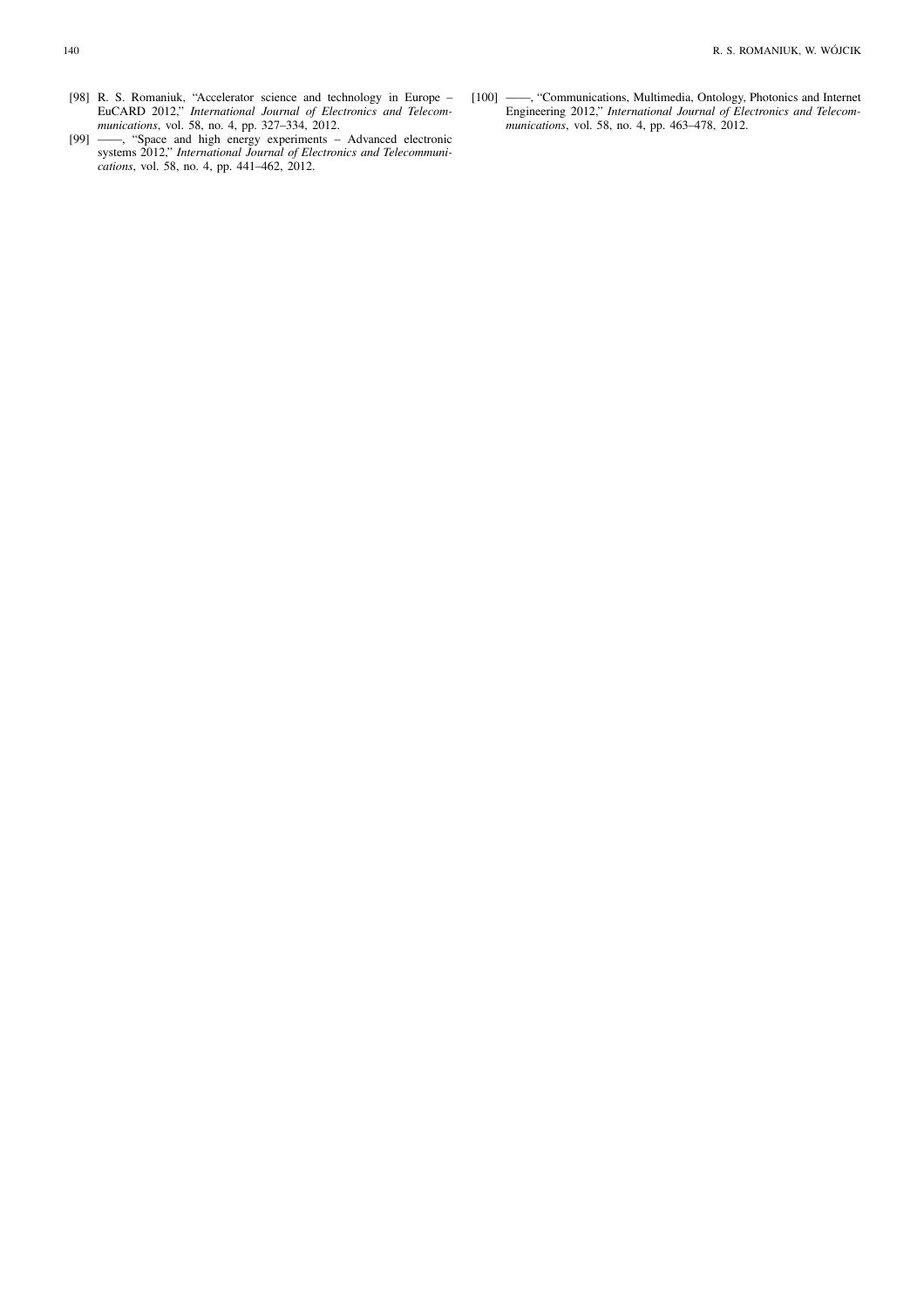[98] R. S. Romaniuk, "Accelerator science and technology in Europe – EuCARD 2012," *International Journal of Electronics and Telecommunications*, vol. 58, no. 4, pp. 327–334, 2012.

[99] ——, "Space and high energy experiments – Advanced electronic systems 2012," *International Journal of Electronics and Telecommunications*, vol. 58, no. 4, pp. 441–462, 2012.

[100] ——, "Communications, Multimedia, Ontology, Photonics and Internet Engineering 2012," *International Journal of Electronics and Telecommunications*, vol. 58, no. 4, pp. 463–478, 2012.